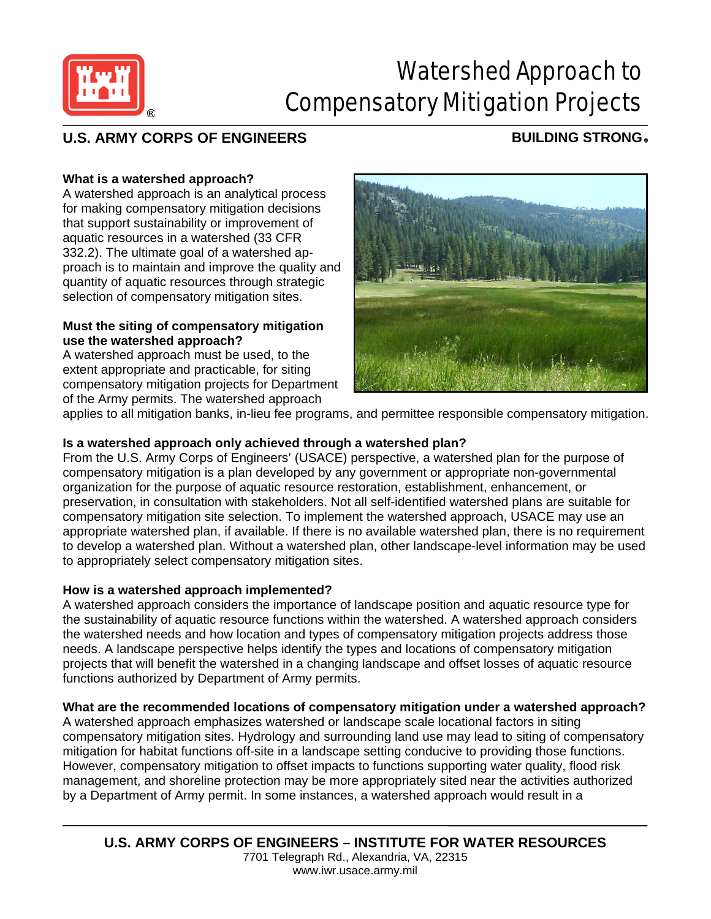# Watershed Approach to Compensatory Mitigation Projects

**U.S. ARMY CORPS OF ENGINEERS** **BUILDING STRONG®**

**What is a watershed approach?**
A watershed approach is an analytical process for making compensatory mitigation decisions that support sustainability or improvement of aquatic resources in a watershed (33 CFR 332.2). The ultimate goal of a watershed approach is to maintain and improve the quality and quantity of aquatic resources through strategic selection of compensatory mitigation sites.

**Must the siting of compensatory mitigation use the watershed approach?**
A watershed approach must be used, to the extent appropriate and practicable, for siting compensatory mitigation projects for Department of the Army permits. The watershed approach applies to all mitigation banks, in-lieu fee programs, and permittee responsible compensatory mitigation.

**Is a watershed approach only achieved through a watershed plan?**
From the U.S. Army Corps of Engineers' (USACE) perspective, a watershed plan for the purpose of compensatory mitigation is a plan developed by any government or appropriate non-governmental organization for the purpose of aquatic resource restoration, establishment, enhancement, or preservation, in consultation with stakeholders. Not all self-identified watershed plans are suitable for compensatory mitigation site selection. To implement the watershed approach, USACE may use an appropriate watershed plan, if available. If there is no available watershed plan, there is no requirement to develop a watershed plan. Without a watershed plan, other landscape-level information may be used to appropriately select compensatory mitigation sites.

**How is a watershed approach implemented?**
A watershed approach considers the importance of landscape position and aquatic resource type for the sustainability of aquatic resource functions within the watershed. A watershed approach considers the watershed needs and how location and types of compensatory mitigation projects address those needs. A landscape perspective helps identify the types and locations of compensatory mitigation projects that will benefit the watershed in a changing landscape and offset losses of aquatic resource functions authorized by Department of Army permits.

**What are the recommended locations of compensatory mitigation under a watershed approach?**
A watershed approach emphasizes watershed or landscape scale locational factors in siting compensatory mitigation sites. Hydrology and surrounding land use may lead to siting of compensatory mitigation for habitat functions off-site in a landscape setting conducive to providing those functions. However, compensatory mitigation to offset impacts to functions supporting water quality, flood risk management, and shoreline protection may be more appropriately sited near the activities authorized by a Department of Army permit. In some instances, a watershed approach would result in a

**U.S. ARMY CORPS OF ENGINEERS – INSTITUTE FOR WATER RESOURCES**
7701 Telegraph Rd., Alexandria, VA, 22315
www.iwr.usace.army.mil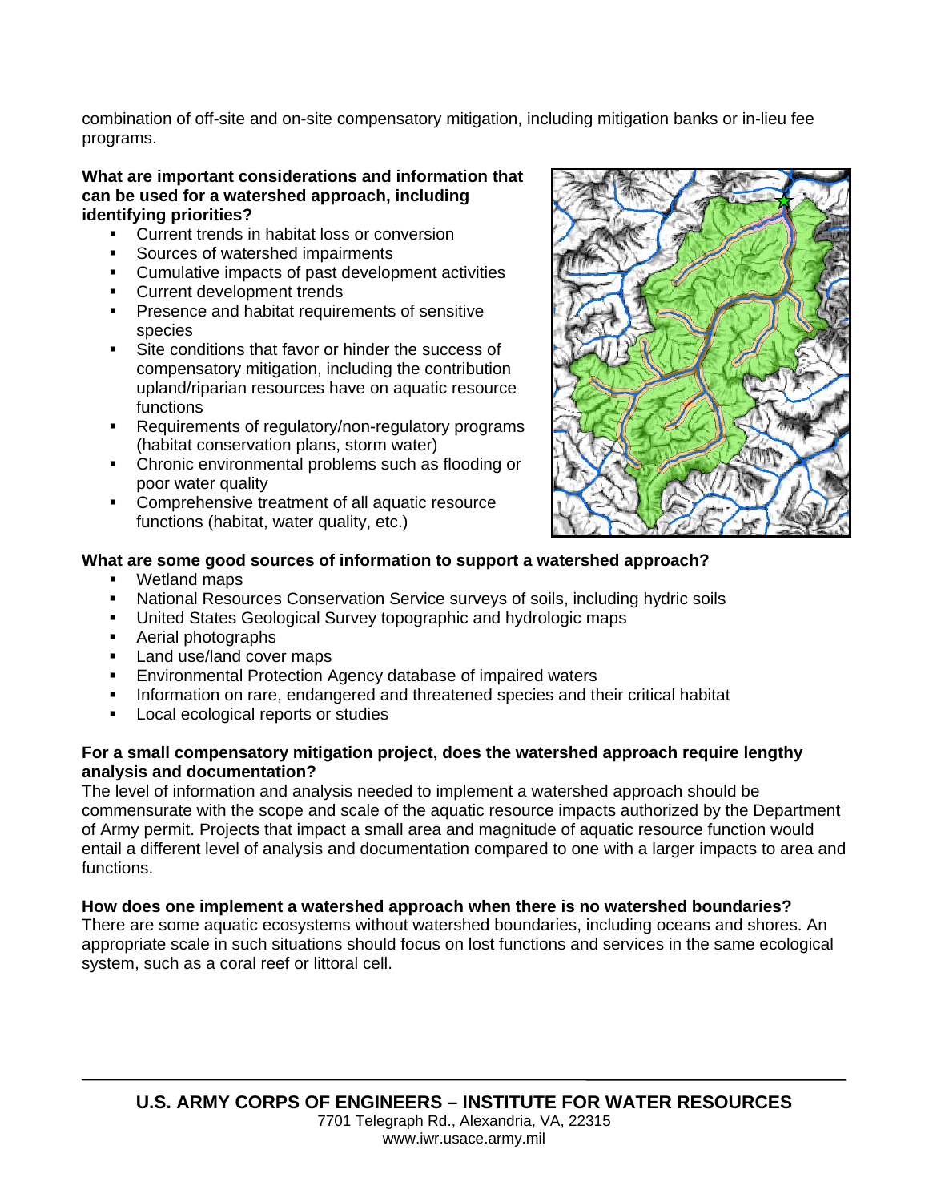combination of off-site and on-site compensatory mitigation, including mitigation banks or in-lieu fee programs.

**What are important considerations and information that can be used for a watershed approach, including identifying priorities?**

- Current trends in habitat loss or conversion
- Sources of watershed impairments
- Cumulative impacts of past development activities
- Current development trends
- Presence and habitat requirements of sensitive species
- Site conditions that favor or hinder the success of compensatory mitigation, including the contribution upland/riparian resources have on aquatic resource functions
- Requirements of regulatory/non-regulatory programs (habitat conservation plans, storm water)
- Chronic environmental problems such as flooding or poor water quality
- Comprehensive treatment of all aquatic resource functions (habitat, water quality, etc.)

**What are some good sources of information to support a watershed approach?**

- Wetland maps
- National Resources Conservation Service surveys of soils, including hydric soils
- United States Geological Survey topographic and hydrologic maps
- Aerial photographs
- Land use/land cover maps
- Environmental Protection Agency database of impaired waters
- Information on rare, endangered and threatened species and their critical habitat
- Local ecological reports or studies

**For a small compensatory mitigation project, does the watershed approach require lengthy analysis and documentation?**

The level of information and analysis needed to implement a watershed approach should be commensurate with the scope and scale of the aquatic resource impacts authorized by the Department of Army permit. Projects that impact a small area and magnitude of aquatic resource function would entail a different level of analysis and documentation compared to one with a larger impacts to area and functions.

**How does one implement a watershed approach when there is no watershed boundaries?**

There are some aquatic ecosystems without watershed boundaries, including oceans and shores. An appropriate scale in such situations should focus on lost functions and services in the same ecological system, such as a coral reef or littoral cell.

**U.S. ARMY CORPS OF ENGINEERS – INSTITUTE FOR WATER RESOURCES**
7701 Telegraph Rd., Alexandria, VA, 22315
www.iwr.usace.army.mil